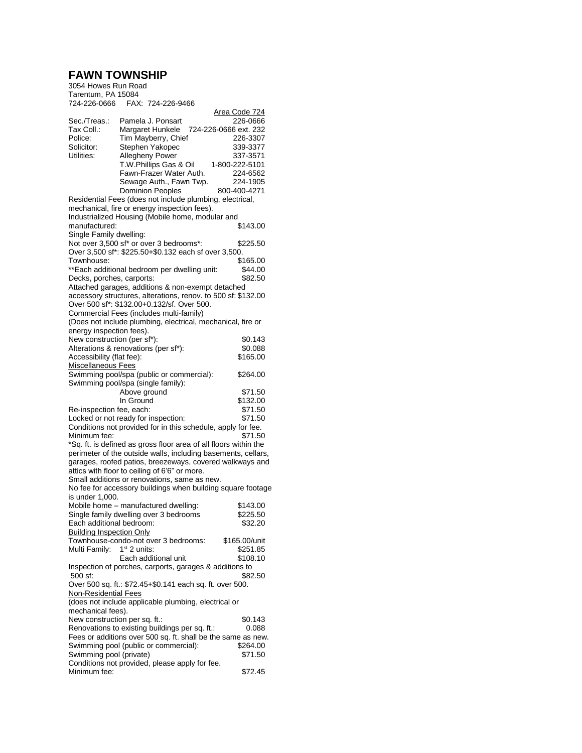# FAWN TOWNSHIP

3054 Howes Run Road
Tarentum, PA 15084
724-226-0666 FAX: 724-226-9466

| | | Area Code 724 |
|---|---|---|
| Sec./Treas.: | Pamela J. Ponsart | 226-0666 |
| Tax Coll.: | Margaret Hunkele | 724-226-0666 ext. 232 |
| Police: | Tim Mayberry, Chief | 226-3307 |
| Solicitor: | Stephen Yakopec | 339-3377 |
| Utilities: | Allegheny Power | 337-3571 |
| | T.W.Phillips Gas & Oil | 1-800-222-5101 |
| | Fawn-Frazer Water Auth. | 224-6562 |
| | Sewage Auth., Fawn Twp. | 224-1905 |
| | Dominion Peoples | 800-400-4271 |

Residential Fees (does not include plumbing, electrical, mechanical, fire or energy inspection fees).

Industrialized Housing (Mobile home, modular and manufactured: $143.00

Single Family dwelling:

Not over 3,500 sf* or over 3 bedrooms*: $225.50

Over 3,500 sf*: $225.50+$0.132 each sf over 3,500.

Townhouse: $165.00

**Each additional bedroom per dwelling unit: $44.00

Decks, porches, carports: $82.50

Attached garages, additions & non-exempt detached accessory structures, alterations, renov. to 500 sf: $132.00

Over 500 sf*: $132.00+0.132/sf. Over 500.

Commercial Fees (includes multi-family)

(Does not include plumbing, electrical, mechanical, fire or energy inspection fees).

New construction (per sf*): $0.143

Alterations & renovations (per sf*): $0.088

Accessibility (flat fee): $165.00

Miscellaneous Fees

Swimming pool/spa (public or commercial): $264.00

Swimming pool/spa (single family):

- Above ground $71.50
- In Ground $132.00

Re-inspection fee, each: $71.50

Locked or not ready for inspection: $71.50

Conditions not provided for in this schedule, apply for fee.

Minimum fee: $71.50

*Sq. ft. is defined as gross floor area of all floors within the perimeter of the outside walls, including basements, cellars, garages, roofed patios, breezeways, covered walkways and attics with floor to ceiling of 6'6" or more.

Small additions or renovations, same as new.

No fee for accessory buildings when building square footage is under 1,000.

Mobile home – manufactured dwelling: $143.00

Single family dwelling over 3 bedrooms $225.50

Each additional bedroom: $32.20

Building Inspection Only

Townhouse-condo-not over 3 bedrooms: $165.00/unit

Multi Family: 1st 2 units: $251.85

Each additional unit $108.10

Inspection of porches, carports, garages & additions to 500 sf: $82.50

Over 500 sq. ft.: $72.45+$0.141 each sq. ft. over 500.

Non-Residential Fees

(does not include applicable plumbing, electrical or mechanical fees).

New construction per sq. ft.: $0.143

Renovations to existing buildings per sq. ft.: 0.088

Fees or additions over 500 sq. ft. shall be the same as new.

Swimming pool (public or commercial): $264.00

Swimming pool (private) $71.50

Conditions not provided, please apply for fee.

Minimum fee: $72.45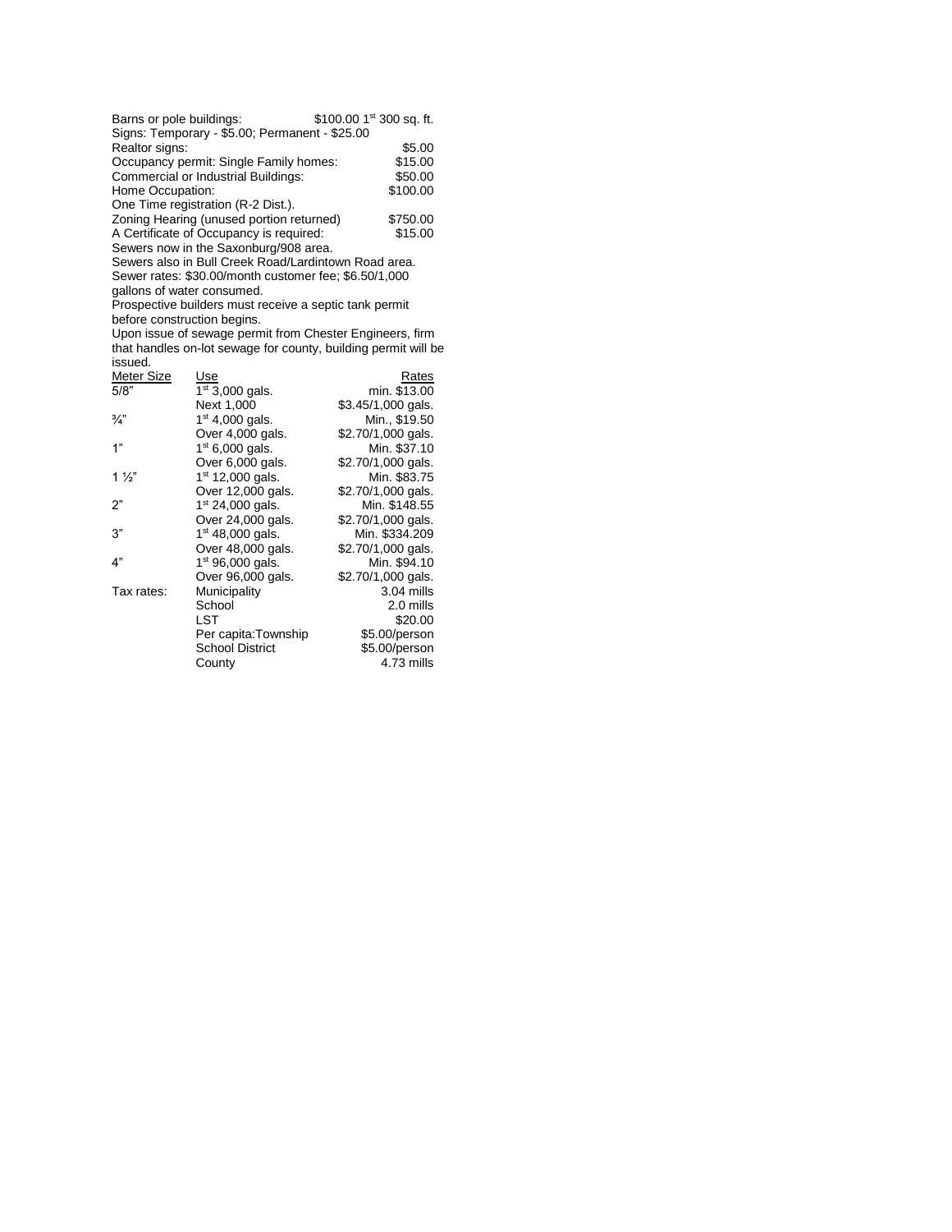Barns or pole buildings: $100.00 1st 300 sq. ft.

Signs: Temporary - $5.00; Permanent - $25.00

Realtor signs: $5.00

Occupancy permit: Single Family homes: $15.00

Commercial or Industrial Buildings: $50.00

Home Occupation: $100.00

One Time registration (R-2 Dist.).

Zoning Hearing (unused portion returned) $750.00

A Certificate of Occupancy is required: $15.00

Sewers now in the Saxonburg/908 area.

Sewers also in Bull Creek Road/Lardintown Road area.

Sewer rates: $30.00/month customer fee; $6.50/1,000 gallons of water consumed.

Prospective builders must receive a septic tank permit before construction begins.

Upon issue of sewage permit from Chester Engineers, firm that handles on-lot sewage for county, building permit will be issued.

| Meter Size | Use | Rates |
|---|---|---|
| 5/8" | 1st 3,000 gals. | min. $13.00 |
| | Next 1,000 | $3.45/1,000 gals. |
| ¾" | 1st 4,000 gals. | Min., $19.50 |
| | Over 4,000 gals. | $2.70/1,000 gals. |
| 1" | 1st 6,000 gals. | Min. $37.10 |
| | Over 6,000 gals. | $2.70/1,000 gals. |
| 1 ½" | 1st 12,000 gals. | Min. $83.75 |
| | Over 12,000 gals. | $2.70/1,000 gals. |
| 2" | 1st 24,000 gals. | Min. $148.55 |
| | Over 24,000 gals. | $2.70/1,000 gals. |
| 3" | 1st 48,000 gals. | Min. $334.209 |
| | Over 48,000 gals. | $2.70/1,000 gals. |
| 4" | 1st 96,000 gals. | Min. $94.10 |
| | Over 96,000 gals. | $2.70/1,000 gals. |
| Tax rates: | Municipality | 3.04 mills |
| | School | 2.0 mills |
| | LST | $20.00 |
| | Per capita:Township | $5.00/person |
| | School District | $5.00/person |
| | County | 4.73 mills |